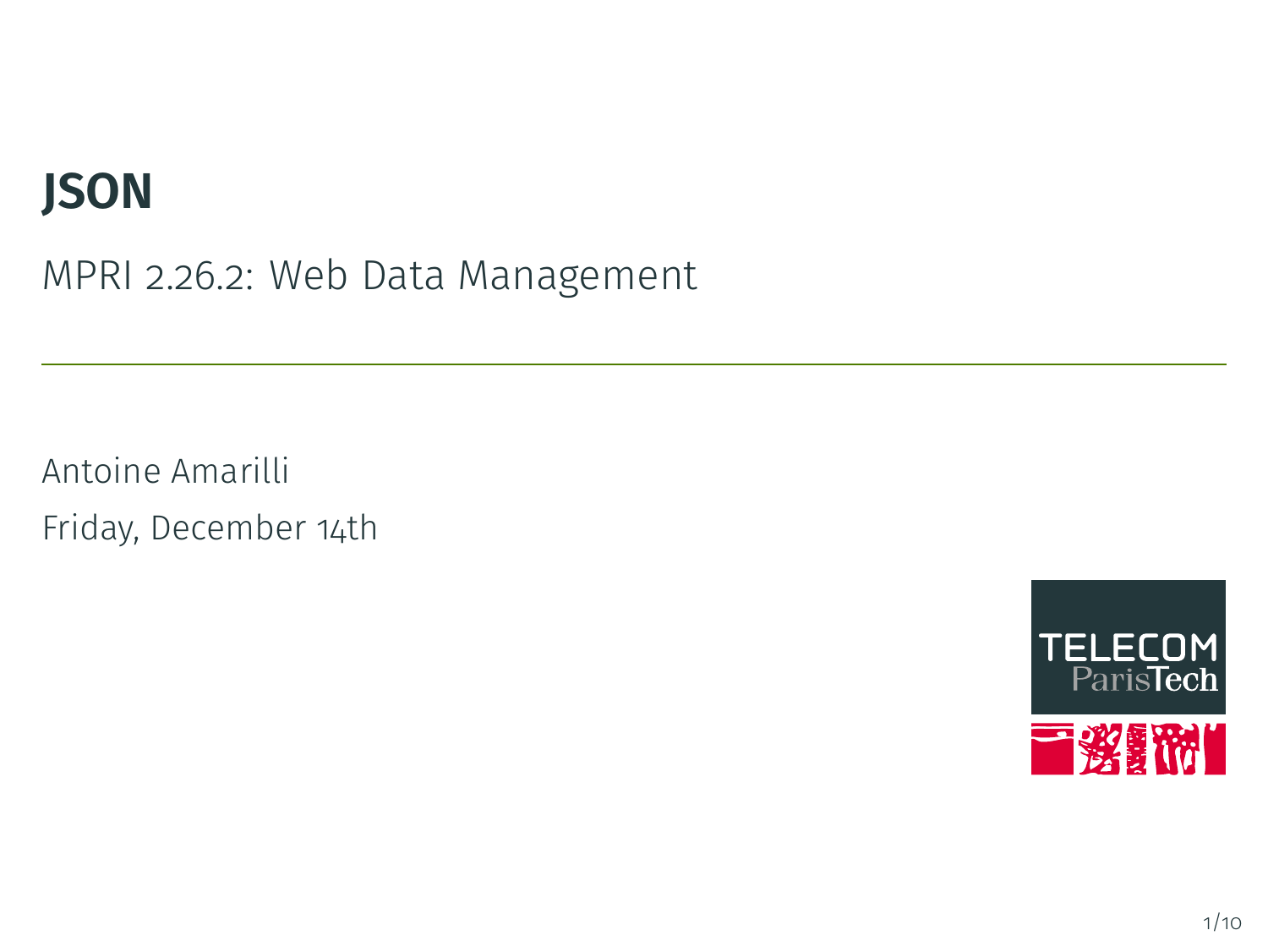# JSON

MPRI 2.26.2: Web Data Management

Antoine Amarilli

Friday, December 14th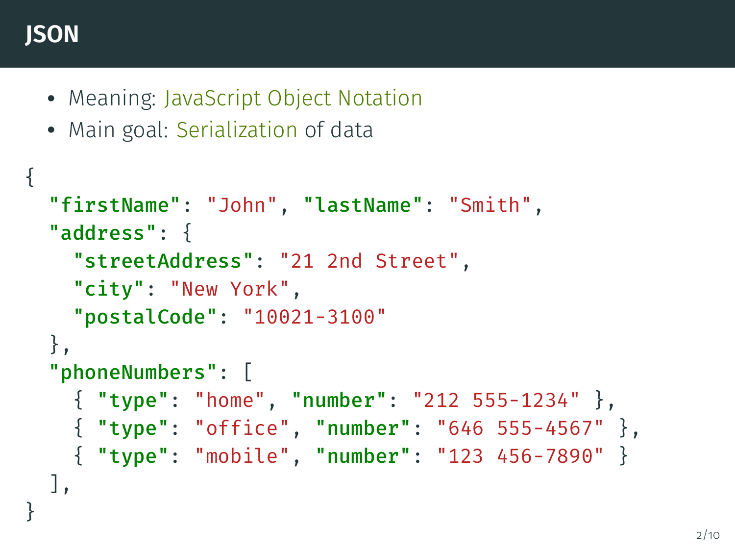# JSON

- Meaning: JavaScript Object Notation
- Main goal: Serialization of data

```
{
  "firstName": "John", "lastName": "Smith",
  "address": {
    "streetAddress": "21 2nd Street",
    "city": "New York",
    "postalCode": "10021-3100"
  },
  "phoneNumbers": [
    { "type": "home", "number": "212 555-1234" },
    { "type": "office", "number": "646 555-4567" },
    { "type": "mobile", "number": "123 456-7890" }
  ],
}
```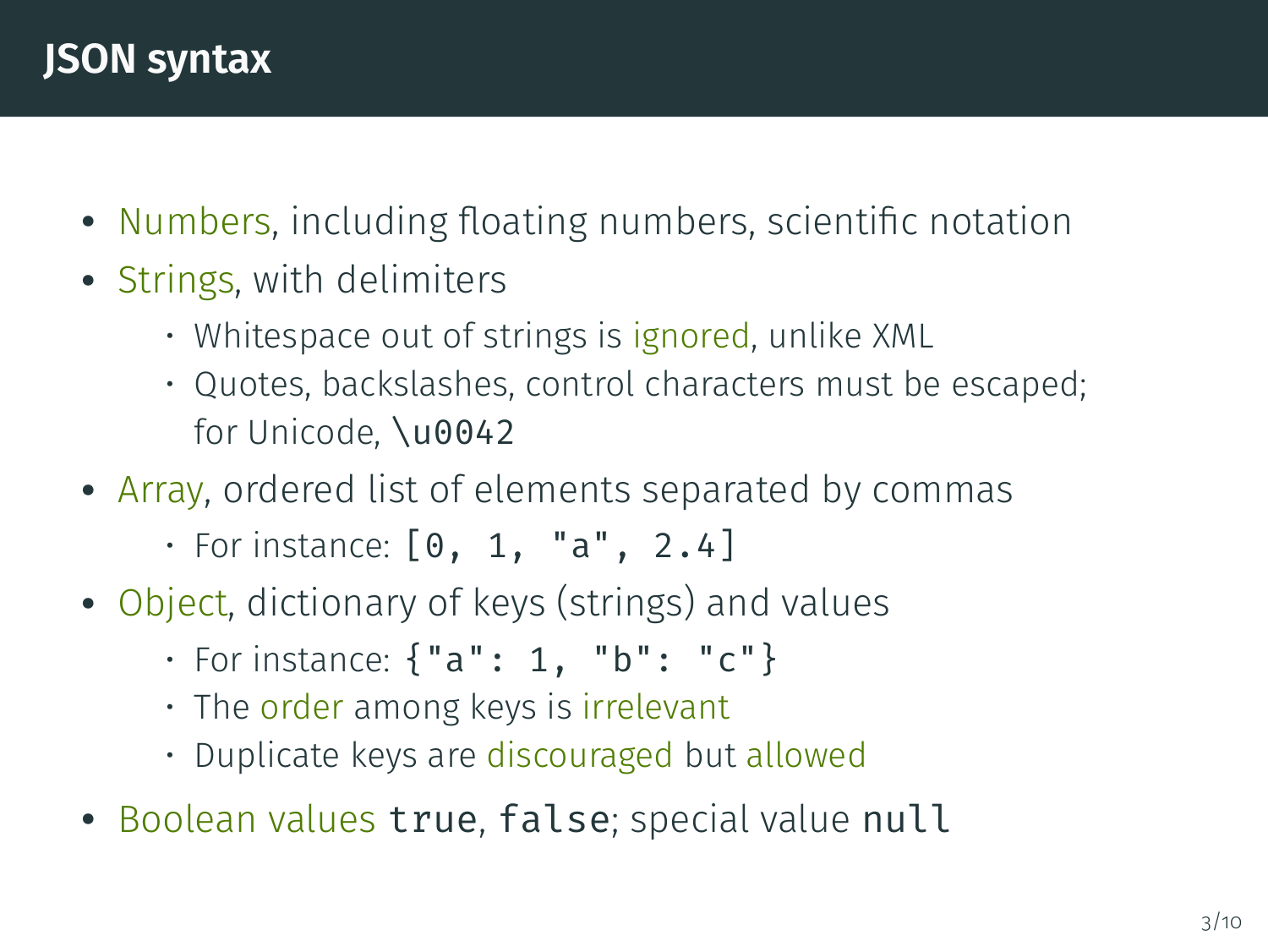# JSON syntax

- Numbers, including floating numbers, scientific notation
- Strings, with delimiters
  - Whitespace out of strings is ignored, unlike XML
  - Quotes, backslashes, control characters must be escaped; for Unicode, `\u0042`
- Array, ordered list of elements separated by commas
  - For instance: `[0, 1, "a", 2.4]`
- Object, dictionary of keys (strings) and values
  - For instance: `{"a": 1, "b": "c"}`
  - The order among keys is irrelevant
  - Duplicate keys are discouraged but allowed
- Boolean values `true`, `false`; special value `null`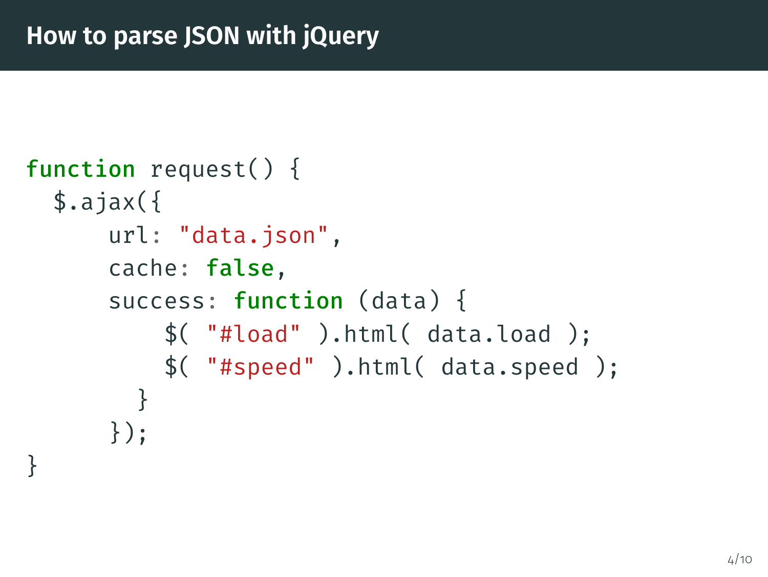## How to parse JSON with jQuery

```
function request() {
  $.ajax({
      url: "data.json",
      cache: false,
      success: function (data) {
          $( "#load" ).html( data.load );
          $( "#speed" ).html( data.speed );
        }
      });
}
```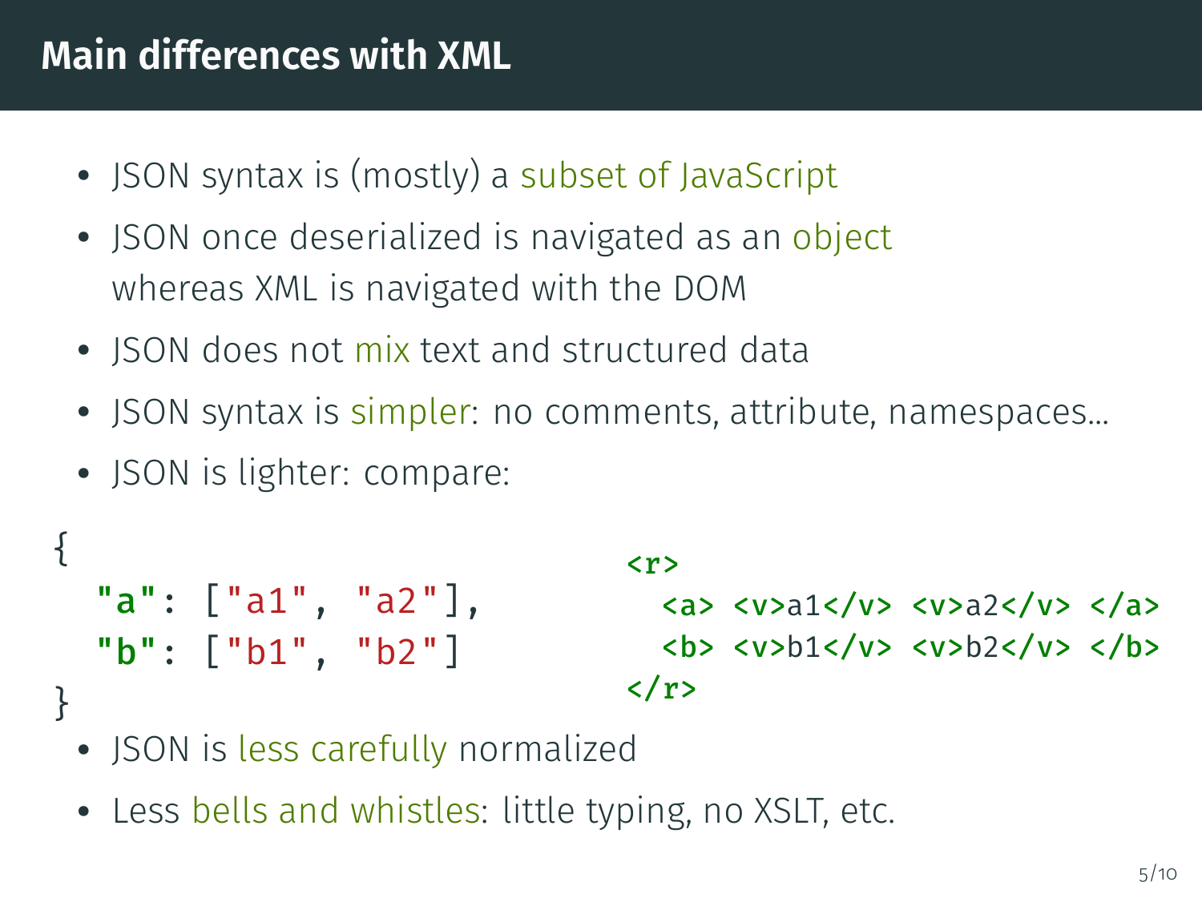# Main differences with XML

- JSON syntax is (mostly) a subset of JavaScript
- JSON once deserialized is navigated as an object whereas XML is navigated with the DOM
- JSON does not mix text and structured data
- JSON syntax is simpler: no comments, attribute, namespaces...
- JSON is lighter: compare:

```json
{
  "a": ["a1", "a2"],
  "b": ["b1", "b2"]
}
```

```xml
<r>
  <a> <v>a1</v> <v>a2</v> </a>
  <b> <v>b1</v> <v>b2</v> </b>
</r>
```

- JSON is less carefully normalized
- Less bells and whistles: little typing, no XSLT, etc.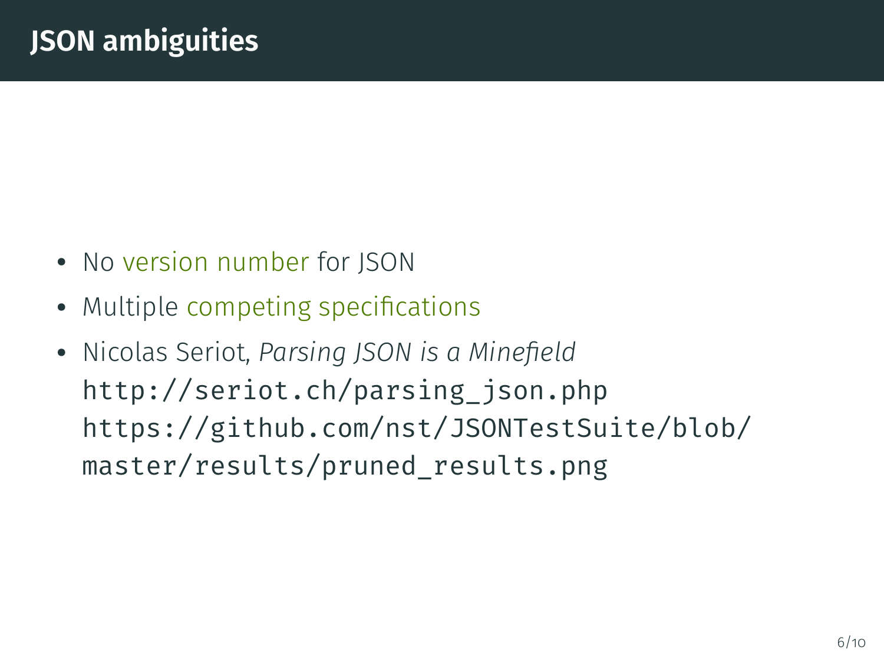# JSON ambiguities

- No version number for JSON
- Multiple competing specifications
- Nicolas Seriot, *Parsing JSON is a Minefield*
  `http://seriot.ch/parsing_json.php`
  `https://github.com/nst/JSONTestSuite/blob/master/results/pruned_results.png`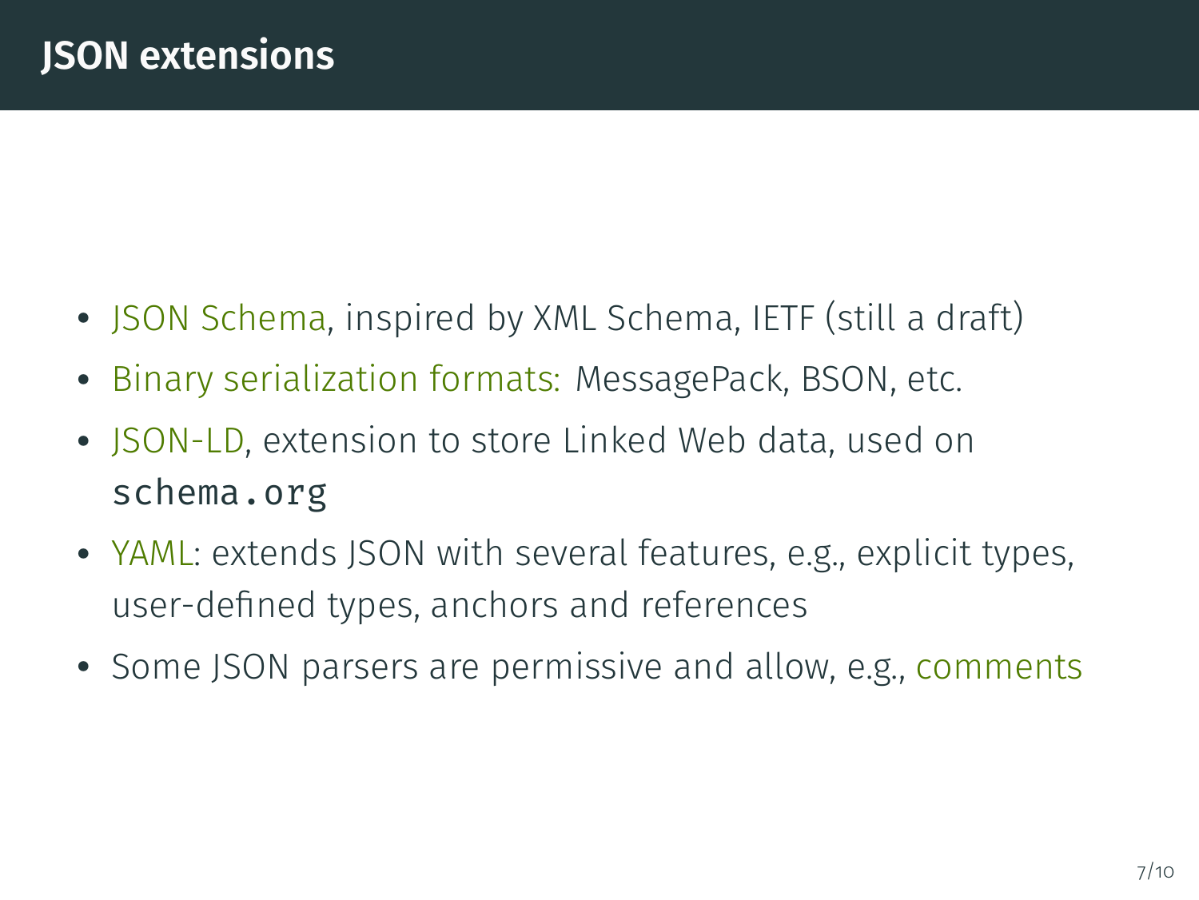# JSON extensions

- JSON Schema, inspired by XML Schema, IETF (still a draft)
- Binary serialization formats: MessagePack, BSON, etc.
- JSON-LD, extension to store Linked Web data, used on `schema.org`
- YAML: extends JSON with several features, e.g., explicit types, user-defined types, anchors and references
- Some JSON parsers are permissive and allow, e.g., comments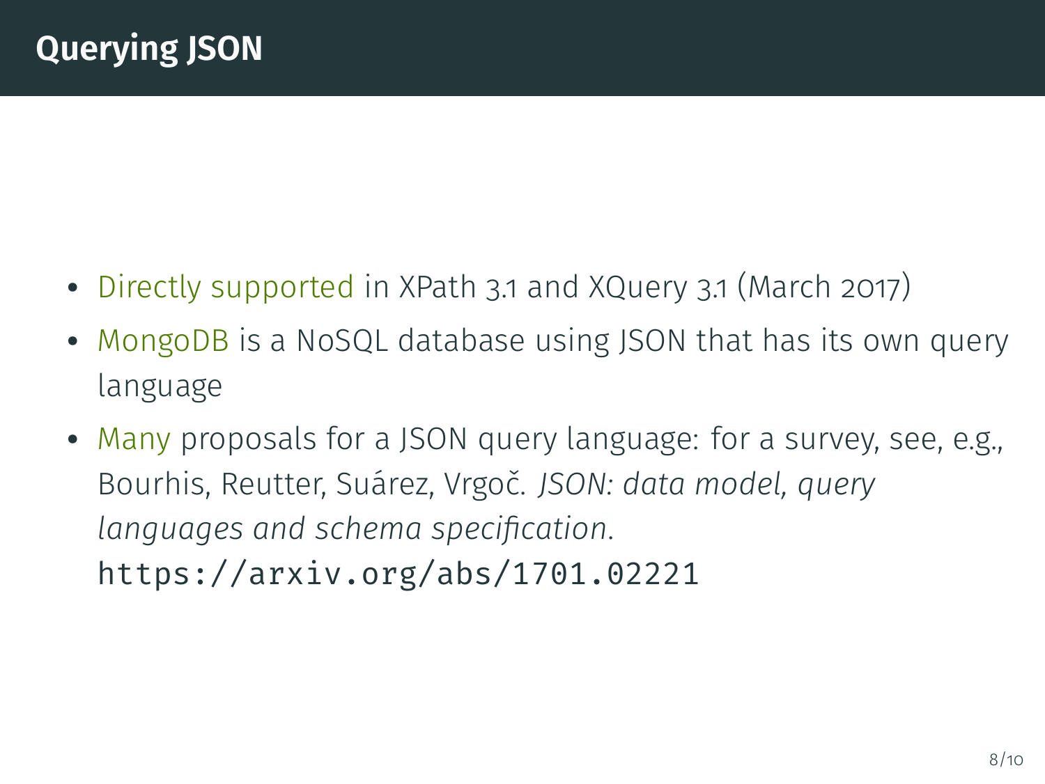# Querying JSON

- Directly supported in XPath 3.1 and XQuery 3.1 (March 2017)
- MongoDB is a NoSQL database using JSON that has its own query language
- Many proposals for a JSON query language: for a survey, see, e.g., Bourhis, Reutter, Suárez, Vrgoč. *JSON: data model, query languages and schema specification.* `https://arxiv.org/abs/1701.02221`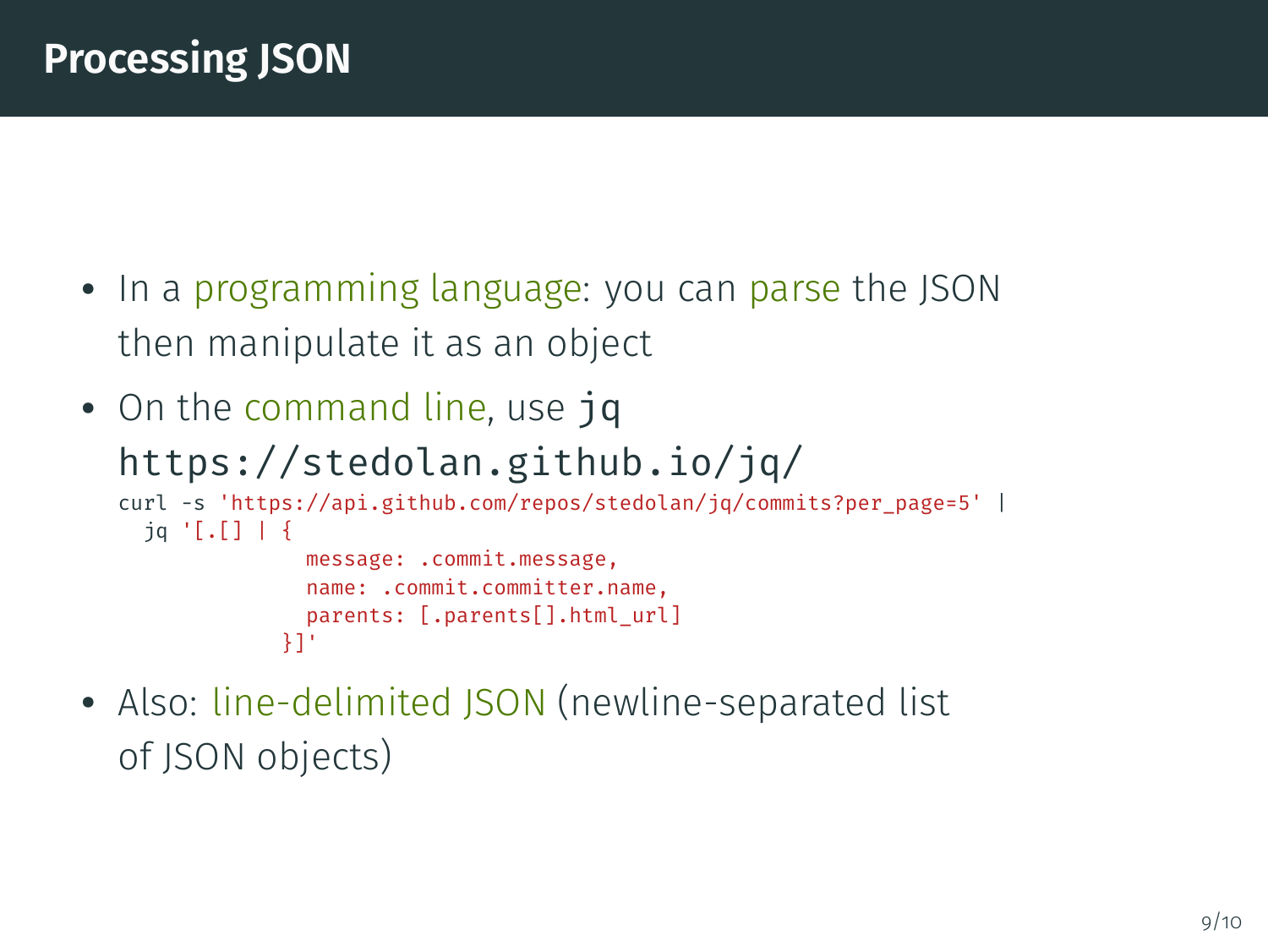# Processing JSON

- In a programming language: you can parse the JSON then manipulate it as an object
- On the command line, use `jq` https://stedolan.github.io/jq/

```
curl -s 'https://api.github.com/repos/stedolan/jq/commits?per_page=5' |
  jq '[.[] | {
            message: .commit.message,
            name: .commit.committer.name,
            parents: [.parents[].html_url]
          }]'
```

- Also: line-delimited JSON (newline-separated list of JSON objects)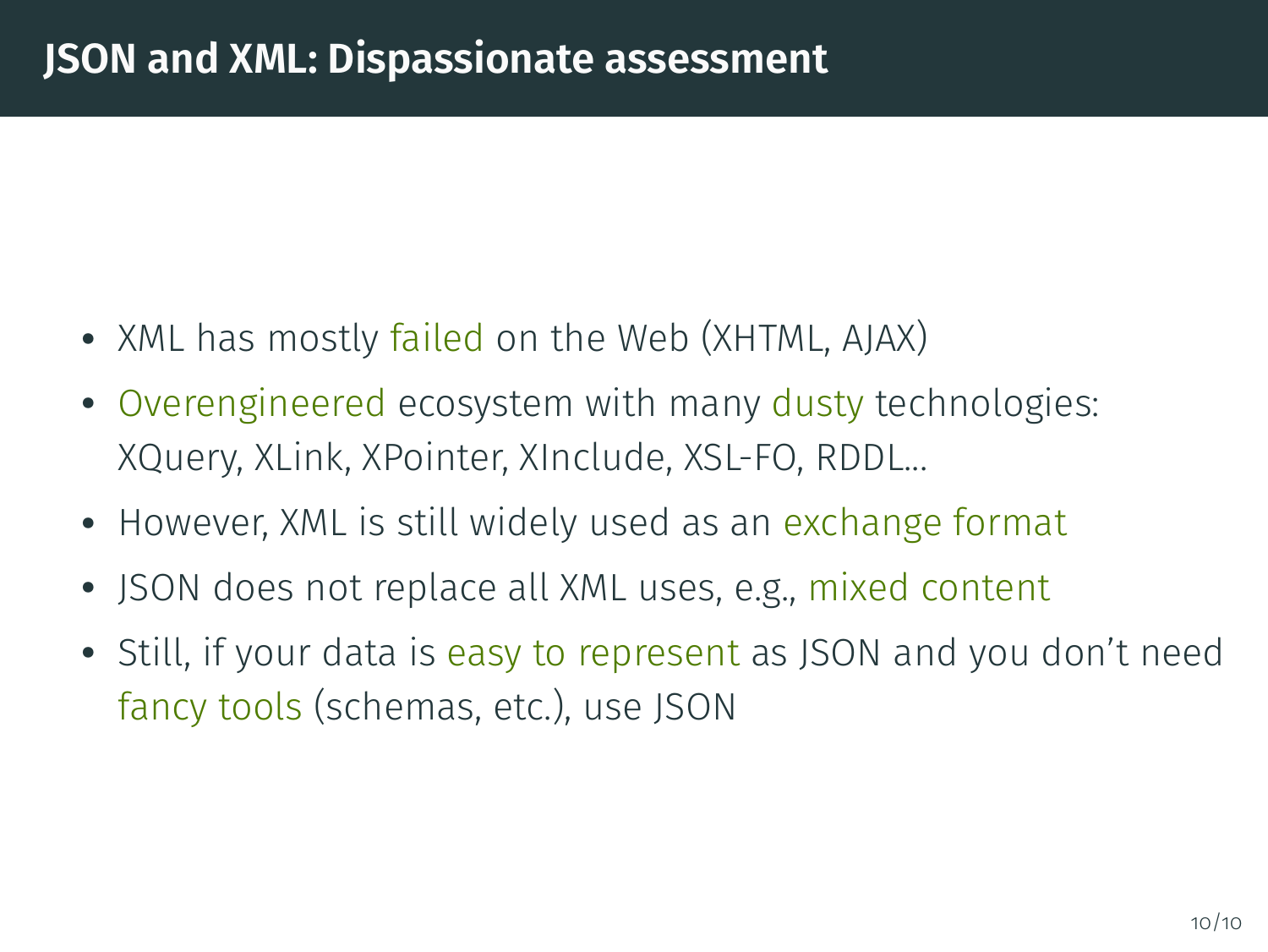# JSON and XML: Dispassionate assessment

- XML has mostly failed on the Web (XHTML, AJAX)
- Overengineered ecosystem with many dusty technologies: XQuery, XLink, XPointer, XInclude, XSL-FO, RDDL…
- However, XML is still widely used as an exchange format
- JSON does not replace all XML uses, e.g., mixed content
- Still, if your data is easy to represent as JSON and you don’t need fancy tools (schemas, etc.), use JSON